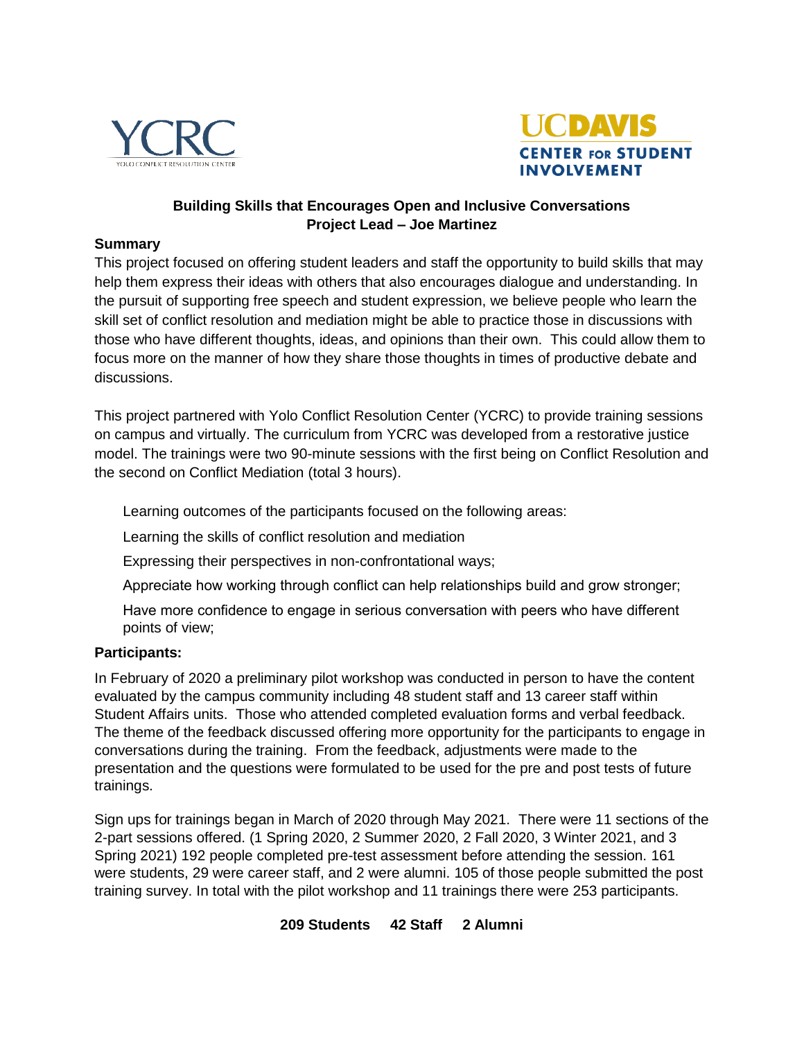YCRC
YOLO CONFLICT RESOLUTION CENTER

UC DAVIS
CENTER FOR STUDENT INVOLVEMENT

**Building Skills that Encourages Open and Inclusive Conversations**
**Project Lead – Joe Martinez**

**Summary**

This project focused on offering student leaders and staff the opportunity to build skills that may help them express their ideas with others that also encourages dialogue and understanding. In the pursuit of supporting free speech and student expression, we believe people who learn the skill set of conflict resolution and mediation might be able to practice those in discussions with those who have different thoughts, ideas, and opinions than their own. This could allow them to focus more on the manner of how they share those thoughts in times of productive debate and discussions.

This project partnered with Yolo Conflict Resolution Center (YCRC) to provide training sessions on campus and virtually. The curriculum from YCRC was developed from a restorative justice model. The trainings were two 90-minute sessions with the first being on Conflict Resolution and the second on Conflict Mediation (total 3 hours).

Learning outcomes of the participants focused on the following areas:

Learning the skills of conflict resolution and mediation

Expressing their perspectives in non-confrontational ways;

Appreciate how working through conflict can help relationships build and grow stronger;

Have more confidence to engage in serious conversation with peers who have different points of view;

**Participants:**

In February of 2020 a preliminary pilot workshop was conducted in person to have the content evaluated by the campus community including 48 student staff and 13 career staff within Student Affairs units. Those who attended completed evaluation forms and verbal feedback. The theme of the feedback discussed offering more opportunity for the participants to engage in conversations during the training. From the feedback, adjustments were made to the presentation and the questions were formulated to be used for the pre and post tests of future trainings.

Sign ups for trainings began in March of 2020 through May 2021. There were 11 sections of the 2-part sessions offered. (1 Spring 2020, 2 Summer 2020, 2 Fall 2020, 3 Winter 2021, and 3 Spring 2021) 192 people completed pre-test assessment before attending the session. 161 were students, 29 were career staff, and 2 were alumni. 105 of those people submitted the post training survey. In total with the pilot workshop and 11 trainings there were 253 participants.

**209 Students 42 Staff 2 Alumni**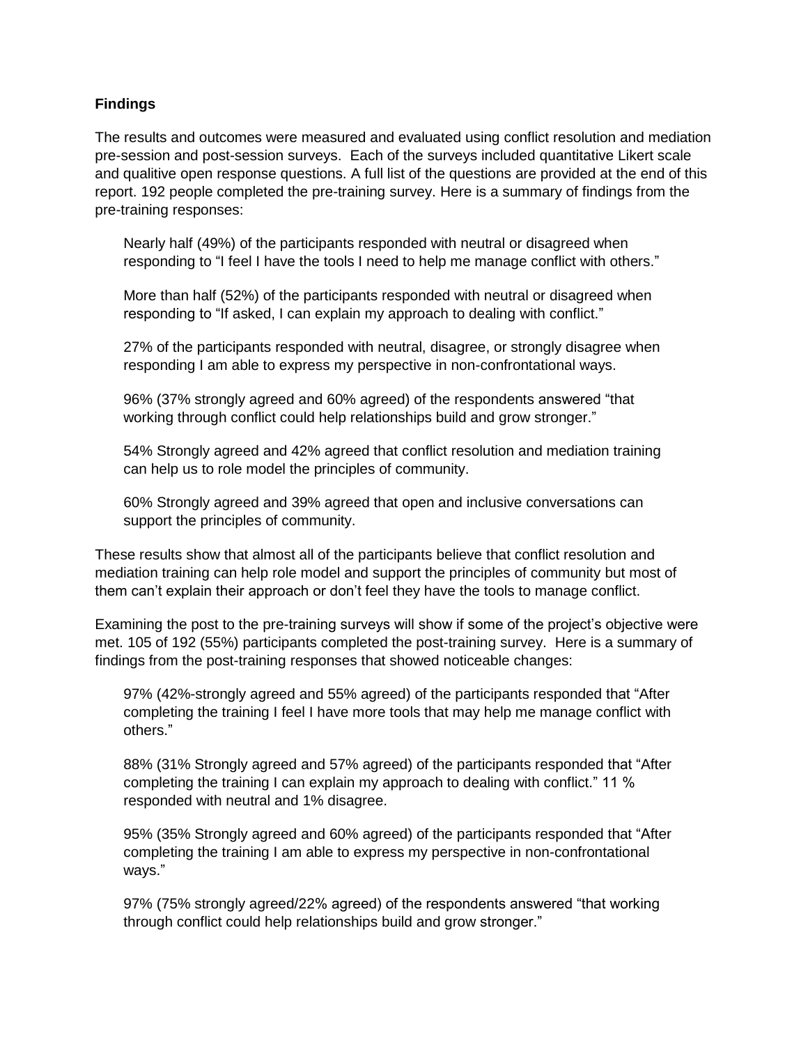**Findings**

The results and outcomes were measured and evaluated using conflict resolution and mediation pre-session and post-session surveys. Each of the surveys included quantitative Likert scale and qualitive open response questions. A full list of the questions are provided at the end of this report. 192 people completed the pre-training survey. Here is a summary of findings from the pre-training responses:

> Nearly half (49%) of the participants responded with neutral or disagreed when responding to “I feel I have the tools I need to help me manage conflict with others.”
>
> More than half (52%) of the participants responded with neutral or disagreed when responding to “If asked, I can explain my approach to dealing with conflict.”
>
> 27% of the participants responded with neutral, disagree, or strongly disagree when responding I am able to express my perspective in non-confrontational ways.
>
> 96% (37% strongly agreed and 60% agreed) of the respondents answered “that working through conflict could help relationships build and grow stronger.”
>
> 54% Strongly agreed and 42% agreed that conflict resolution and mediation training can help us to role model the principles of community.
>
> 60% Strongly agreed and 39% agreed that open and inclusive conversations can support the principles of community.

These results show that almost all of the participants believe that conflict resolution and mediation training can help role model and support the principles of community but most of them can’t explain their approach or don’t feel they have the tools to manage conflict.

Examining the post to the pre-training surveys will show if some of the project’s objective were met. 105 of 192 (55%) participants completed the post-training survey. Here is a summary of findings from the post-training responses that showed noticeable changes:

> 97% (42%-strongly agreed and 55% agreed) of the participants responded that “After completing the training I feel I have more tools that may help me manage conflict with others.”
>
> 88% (31% Strongly agreed and 57% agreed) of the participants responded that “After completing the training I can explain my approach to dealing with conflict.” 11 % responded with neutral and 1% disagree.
>
> 95% (35% Strongly agreed and 60% agreed) of the participants responded that “After completing the training I am able to express my perspective in non-confrontational ways.”
>
> 97% (75% strongly agreed/22% agreed) of the respondents answered “that working through conflict could help relationships build and grow stronger.”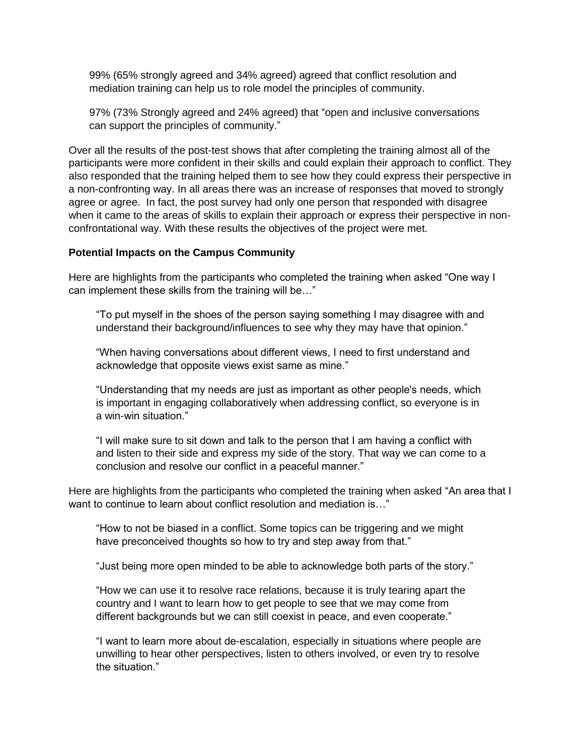99% (65% strongly agreed and 34% agreed) agreed that conflict resolution and mediation training can help us to role model the principles of community.

97% (73% Strongly agreed and 24% agreed) that "open and inclusive conversations can support the principles of community."

Over all the results of the post-test shows that after completing the training almost all of the participants were more confident in their skills and could explain their approach to conflict. They also responded that the training helped them to see how they could express their perspective in a non-confronting way. In all areas there was an increase of responses that moved to strongly agree or agree. In fact, the post survey had only one person that responded with disagree when it came to the areas of skills to explain their approach or express their perspective in non-confrontational way. With these results the objectives of the project were met.

**Potential Impacts on the Campus Community**

Here are highlights from the participants who completed the training when asked "One way I can implement these skills from the training will be…"

> "To put myself in the shoes of the person saying something I may disagree with and understand their background/influences to see why they may have that opinion."
>
> "When having conversations about different views, I need to first understand and acknowledge that opposite views exist same as mine."
>
> "Understanding that my needs are just as important as other people's needs, which is important in engaging collaboratively when addressing conflict, so everyone is in a win-win situation."
>
> "I will make sure to sit down and talk to the person that I am having a conflict with and listen to their side and express my side of the story. That way we can come to a conclusion and resolve our conflict in a peaceful manner."

Here are highlights from the participants who completed the training when asked "An area that I want to continue to learn about conflict resolution and mediation is…"

> "How to not be biased in a conflict. Some topics can be triggering and we might have preconceived thoughts so how to try and step away from that."
>
> "Just being more open minded to be able to acknowledge both parts of the story."
>
> "How we can use it to resolve race relations, because it is truly tearing apart the country and I want to learn how to get people to see that we may come from different backgrounds but we can still coexist in peace, and even cooperate."
>
> "I want to learn more about de-escalation, especially in situations where people are unwilling to hear other perspectives, listen to others involved, or even try to resolve the situation."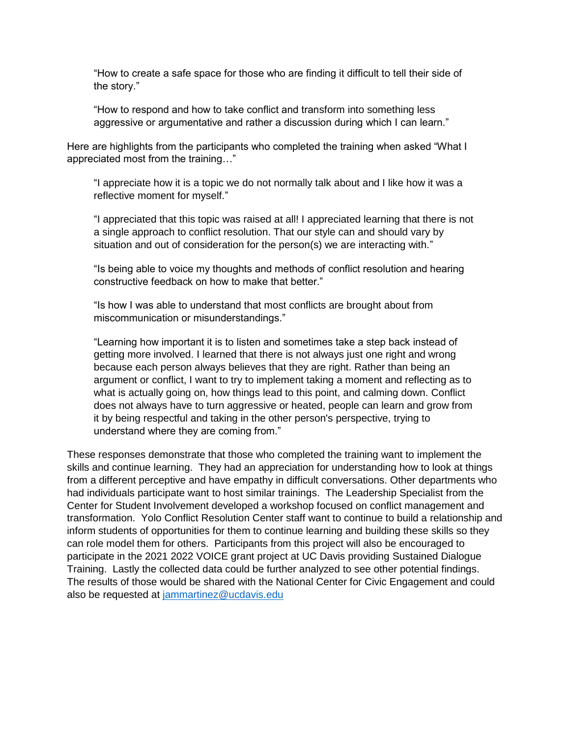> "How to create a safe space for those who are finding it difficult to tell their side of the story."

> "How to respond and how to take conflict and transform into something less aggressive or argumentative and rather a discussion during which I can learn."

Here are highlights from the participants who completed the training when asked "What I appreciated most from the training…"

> "I appreciate how it is a topic we do not normally talk about and I like how it was a reflective moment for myself."

> "I appreciated that this topic was raised at all! I appreciated learning that there is not a single approach to conflict resolution. That our style can and should vary by situation and out of consideration for the person(s) we are interacting with."

> "Is being able to voice my thoughts and methods of conflict resolution and hearing constructive feedback on how to make that better."

> "Is how I was able to understand that most conflicts are brought about from miscommunication or misunderstandings."

> "Learning how important it is to listen and sometimes take a step back instead of getting more involved. I learned that there is not always just one right and wrong because each person always believes that they are right. Rather than being an argument or conflict, I want to try to implement taking a moment and reflecting as to what is actually going on, how things lead to this point, and calming down. Conflict does not always have to turn aggressive or heated, people can learn and grow from it by being respectful and taking in the other person's perspective, trying to understand where they are coming from."

These responses demonstrate that those who completed the training want to implement the skills and continue learning. They had an appreciation for understanding how to look at things from a different perceptive and have empathy in difficult conversations. Other departments who had individuals participate want to host similar trainings. The Leadership Specialist from the Center for Student Involvement developed a workshop focused on conflict management and transformation. Yolo Conflict Resolution Center staff want to continue to build a relationship and inform students of opportunities for them to continue learning and building these skills so they can role model them for others. Participants from this project will also be encouraged to participate in the 2021 2022 VOICE grant project at UC Davis providing Sustained Dialogue Training. Lastly the collected data could be further analyzed to see other potential findings. The results of those would be shared with the National Center for Civic Engagement and could also be requested at jammartinez@ucdavis.edu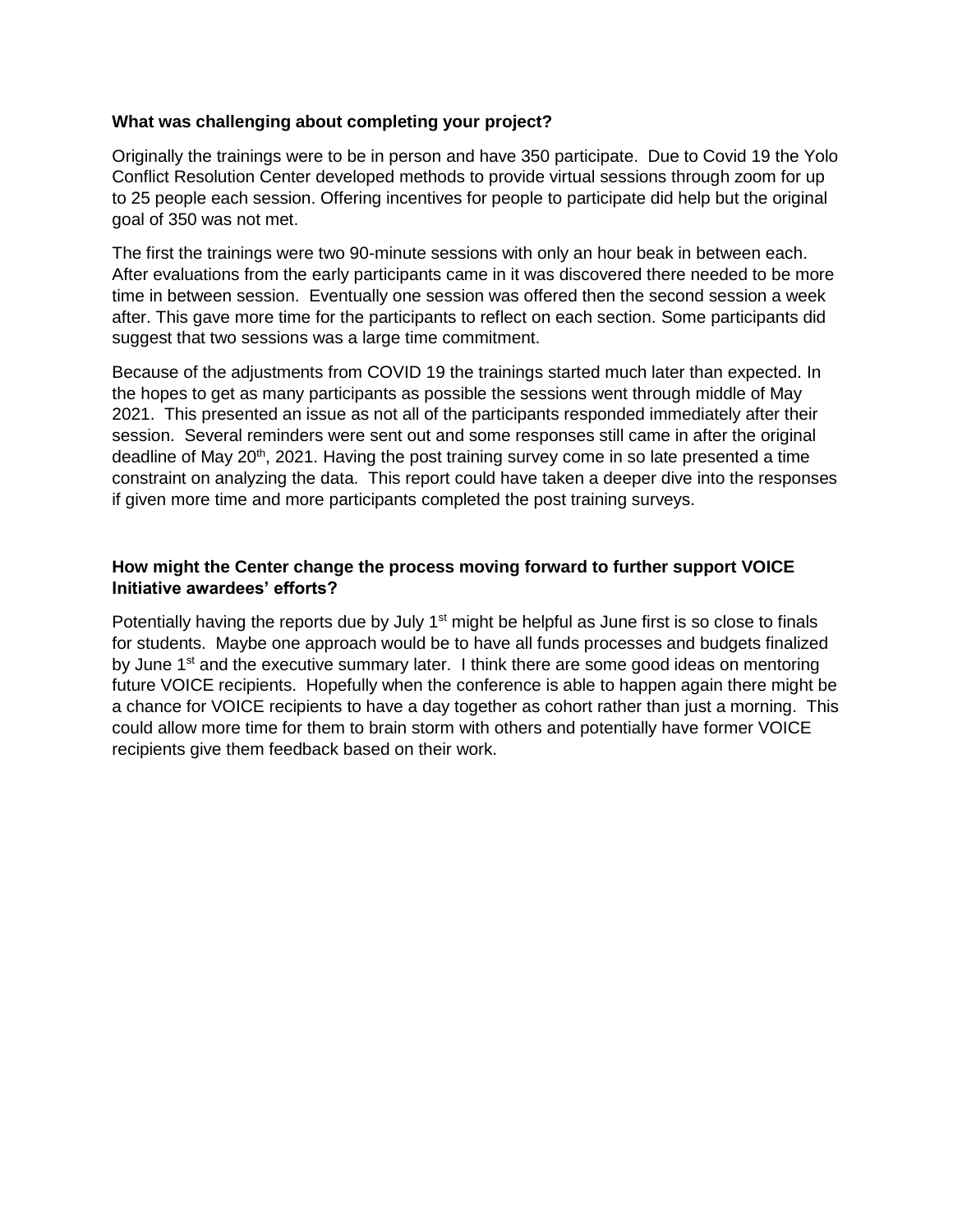**What was challenging about completing your project?**

Originally the trainings were to be in person and have 350 participate. Due to Covid 19 the Yolo Conflict Resolution Center developed methods to provide virtual sessions through zoom for up to 25 people each session. Offering incentives for people to participate did help but the original goal of 350 was not met.

The first the trainings were two 90-minute sessions with only an hour beak in between each. After evaluations from the early participants came in it was discovered there needed to be more time in between session. Eventually one session was offered then the second session a week after. This gave more time for the participants to reflect on each section. Some participants did suggest that two sessions was a large time commitment.

Because of the adjustments from COVID 19 the trainings started much later than expected. In the hopes to get as many participants as possible the sessions went through middle of May 2021. This presented an issue as not all of the participants responded immediately after their session. Several reminders were sent out and some responses still came in after the original deadline of May 20th, 2021. Having the post training survey come in so late presented a time constraint on analyzing the data. This report could have taken a deeper dive into the responses if given more time and more participants completed the post training surveys.

**How might the Center change the process moving forward to further support VOICE Initiative awardees' efforts?**

Potentially having the reports due by July 1st might be helpful as June first is so close to finals for students. Maybe one approach would be to have all funds processes and budgets finalized by June 1st and the executive summary later. I think there are some good ideas on mentoring future VOICE recipients. Hopefully when the conference is able to happen again there might be a chance for VOICE recipients to have a day together as cohort rather than just a morning. This could allow more time for them to brain storm with others and potentially have former VOICE recipients give them feedback based on their work.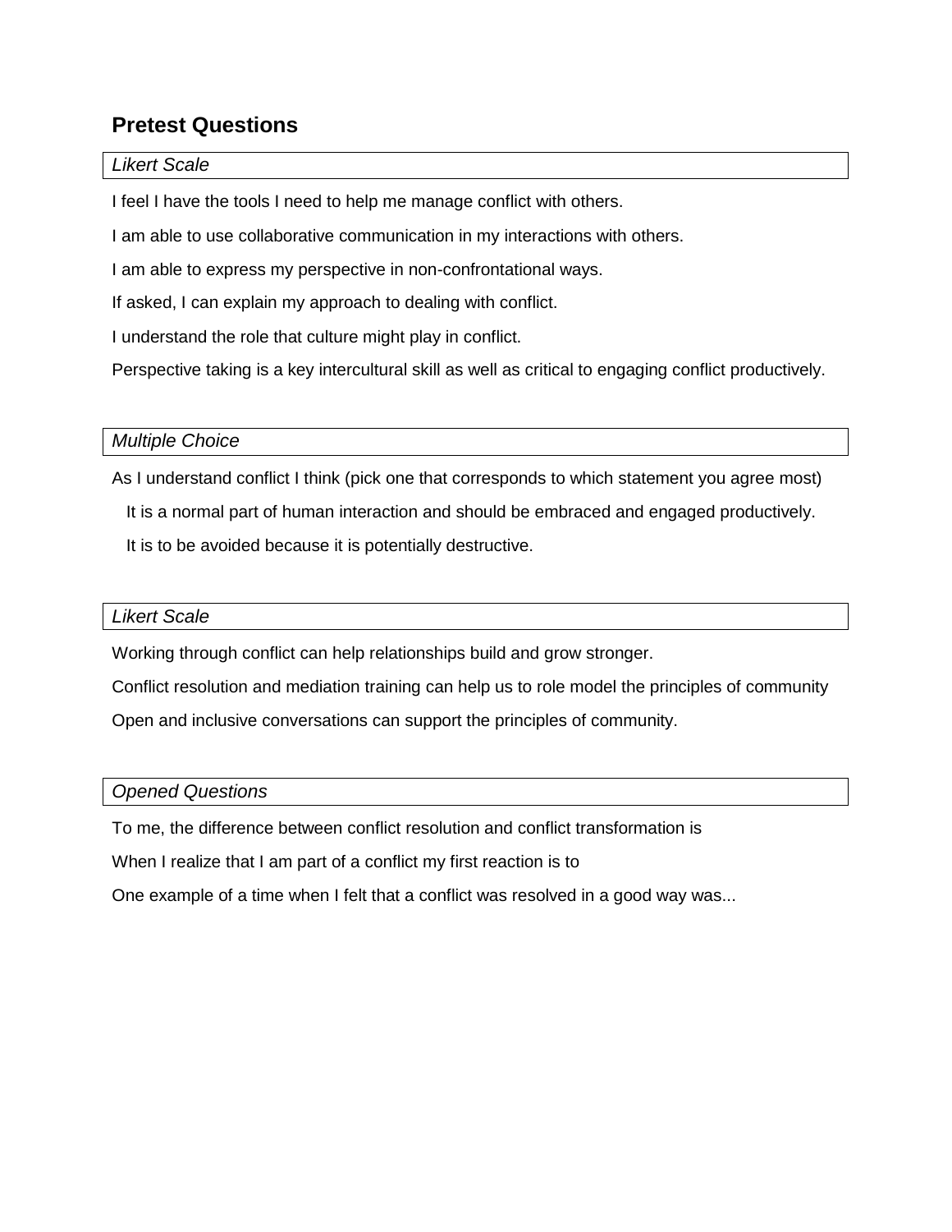## Pretest Questions

*Likert Scale*

I feel I have the tools I need to help me manage conflict with others.

I am able to use collaborative communication in my interactions with others.

I am able to express my perspective in non-confrontational ways.

If asked, I can explain my approach to dealing with conflict.

I understand the role that culture might play in conflict.

Perspective taking is a key intercultural skill as well as critical to engaging conflict productively.

*Multiple Choice*

As I understand conflict I think (pick one that corresponds to which statement you agree most)

It is a normal part of human interaction and should be embraced and engaged productively.

It is to be avoided because it is potentially destructive.

*Likert Scale*

Working through conflict can help relationships build and grow stronger.

Conflict resolution and mediation training can help us to role model the principles of community

Open and inclusive conversations can support the principles of community.

*Opened Questions*

To me, the difference between conflict resolution and conflict transformation is

When I realize that I am part of a conflict my first reaction is to

One example of a time when I felt that a conflict was resolved in a good way was...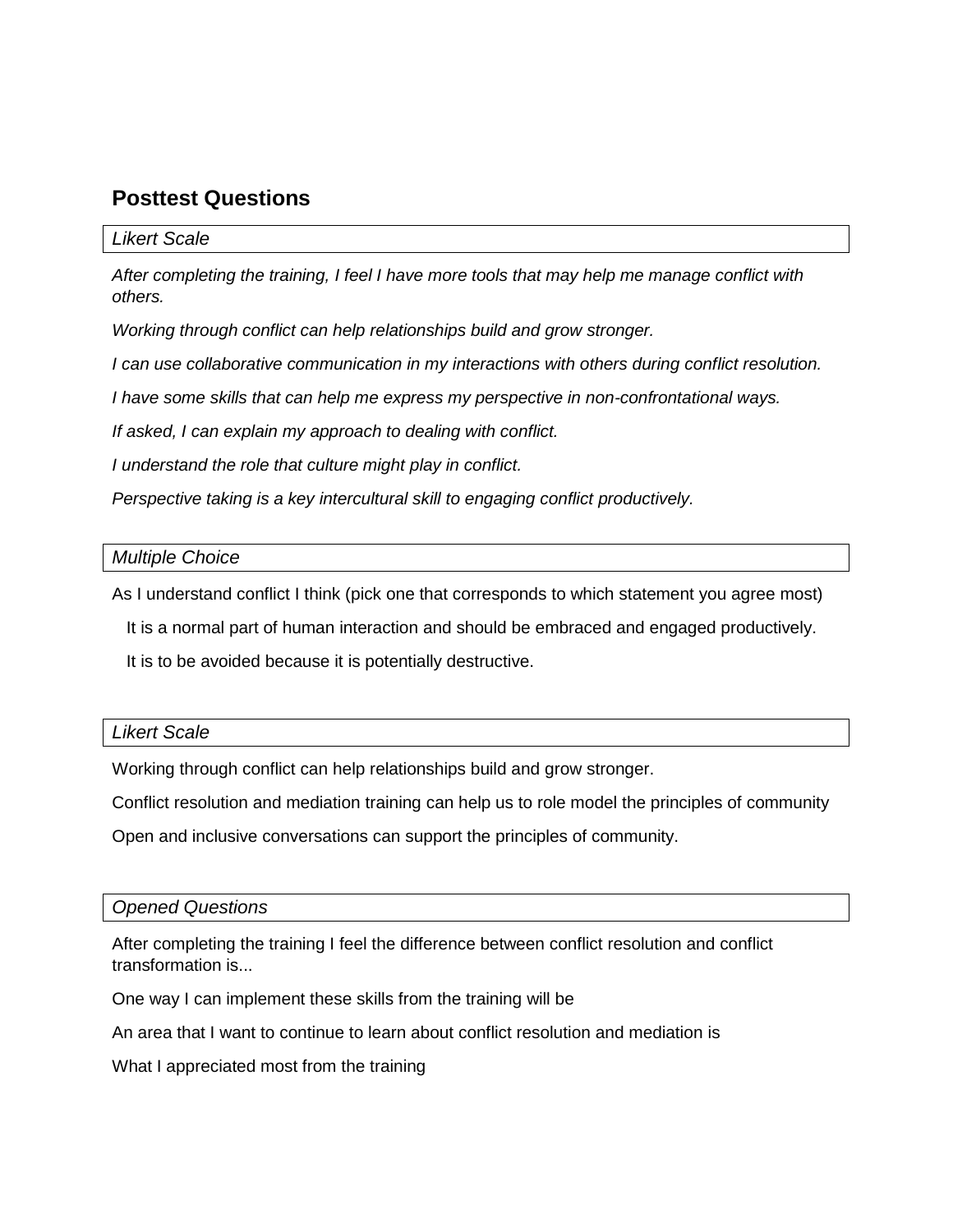## Posttest Questions

| *Likert Scale* |
|---|

*After completing the training, I feel I have more tools that may help me manage conflict with others.*

*Working through conflict can help relationships build and grow stronger.*

*I can use collaborative communication in my interactions with others during conflict resolution.*

*I have some skills that can help me express my perspective in non-confrontational ways.*

*If asked, I can explain my approach to dealing with conflict.*

*I understand the role that culture might play in conflict.*

*Perspective taking is a key intercultural skill to engaging conflict productively.*

| *Multiple Choice* |
|---|

As I understand conflict I think (pick one that corresponds to which statement you agree most)

It is a normal part of human interaction and should be embraced and engaged productively.

It is to be avoided because it is potentially destructive.

| *Likert Scale* |
|---|

Working through conflict can help relationships build and grow stronger.

Conflict resolution and mediation training can help us to role model the principles of community

Open and inclusive conversations can support the principles of community.

| *Opened Questions* |
|---|

After completing the training I feel the difference between conflict resolution and conflict transformation is...

One way I can implement these skills from the training will be

An area that I want to continue to learn about conflict resolution and mediation is

What I appreciated most from the training